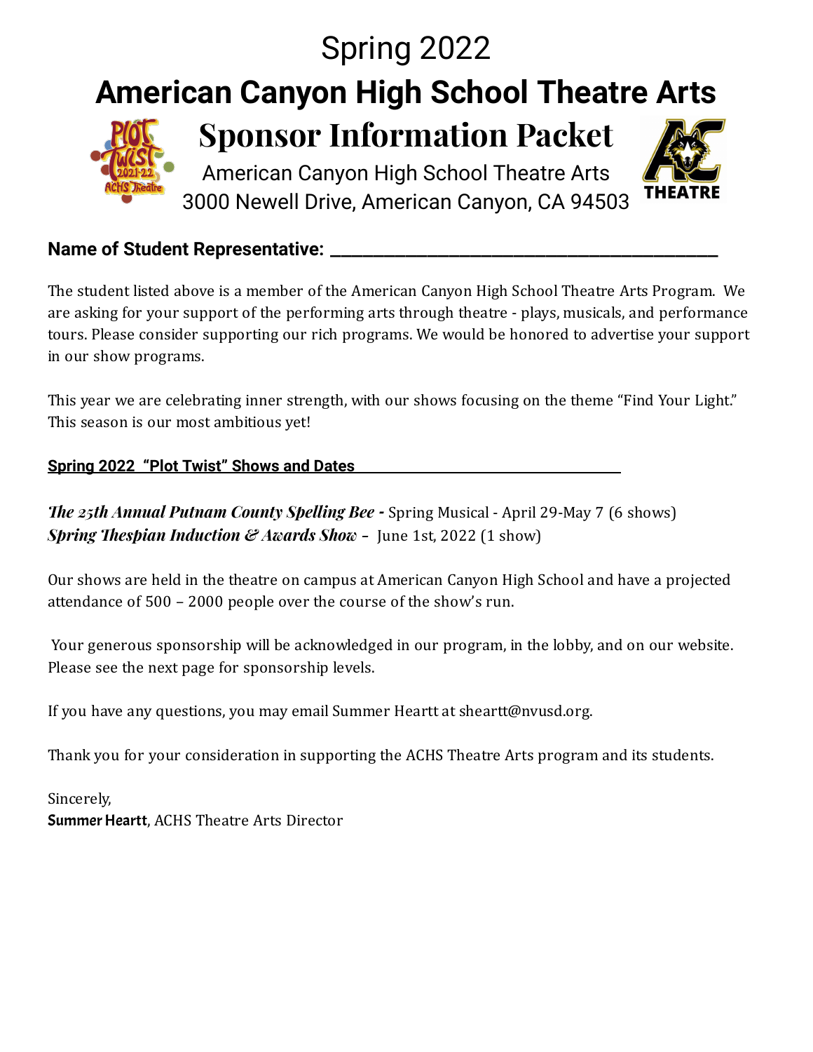# Spring 2022

# American Canyon High School Theatre Arts

# Sponsor Information Packet

American Canyon High School Theatre Arts
3000 Newell Drive, American Canyon, CA 94503

**Name of Student Representative: ____________________________________________**

The student listed above is a member of the American Canyon High School Theatre Arts Program. We are asking for your support of the performing arts through theatre - plays, musicals, and performance tours. Please consider supporting our rich programs. We would be honored to advertise your support in our show programs.

This year we are celebrating inner strength, with our shows focusing on the theme "Find Your Light." This season is our most ambitious yet!

**Spring 2022 "Plot Twist" Shows and Dates**

***The 25th Annual Putnam County Spelling Bee*** **-** Spring Musical - April 29-May 7 (6 shows)
***Spring Thespian Induction & Awards Show*** – June 1st, 2022 (1 show)

Our shows are held in the theatre on campus at American Canyon High School and have a projected attendance of 500 – 2000 people over the course of the show's run.

Your generous sponsorship will be acknowledged in our program, in the lobby, and on our website. Please see the next page for sponsorship levels.

If you have any questions, you may email Summer Heartt at sheartt@nvusd.org.

Thank you for your consideration in supporting the ACHS Theatre Arts program and its students.

Sincerely,
**Summer Heartt**, ACHS Theatre Arts Director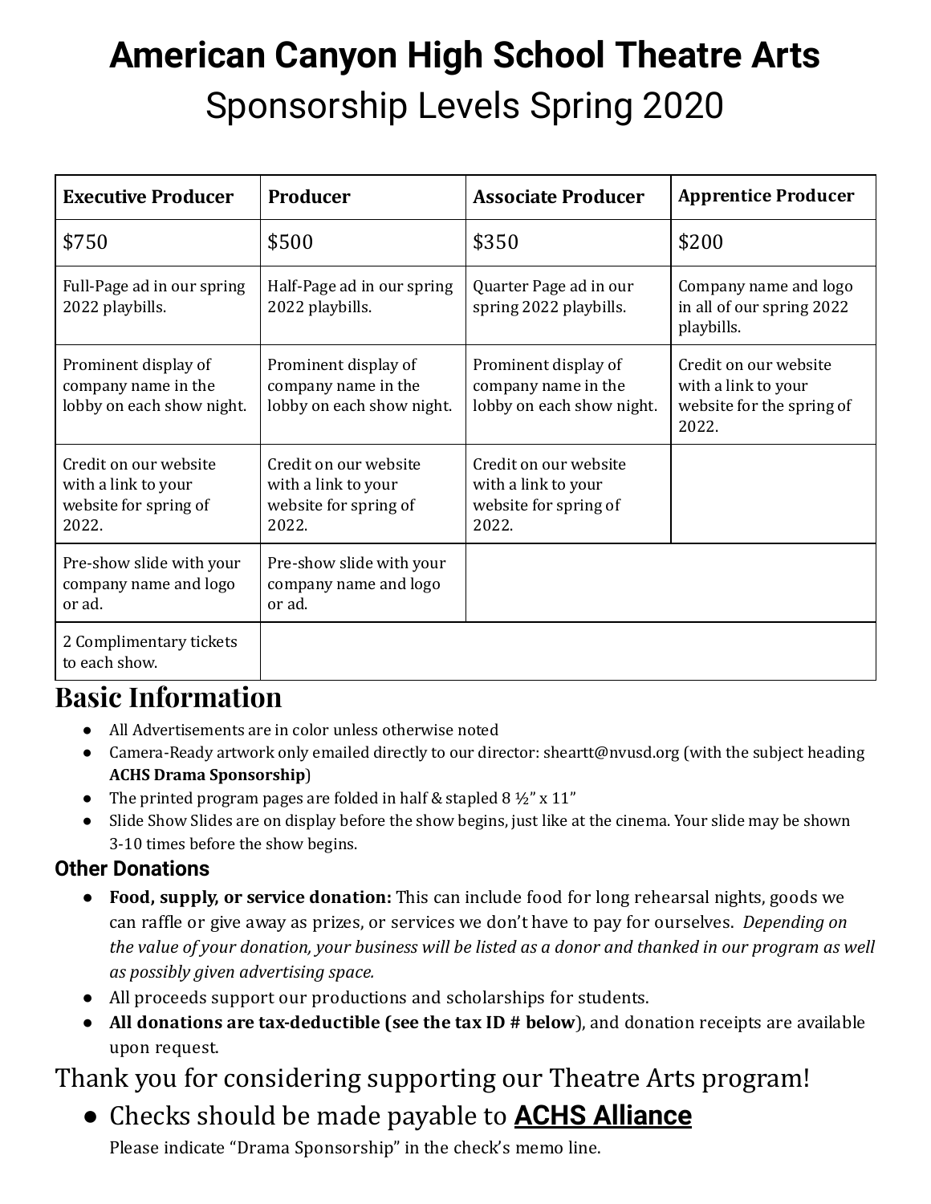# American Canyon High School Theatre Arts

## Sponsorship Levels Spring 2020

| Executive Producer | Producer | Associate Producer | Apprentice Producer |
|---|---|---|---|
| $750 | $500 | $350 | $200 |
| Full-Page ad in our spring 2022 playbills. | Half-Page ad in our spring 2022 playbills. | Quarter Page ad in our spring 2022 playbills. | Company name and logo in all of our spring 2022 playbills. |
| Prominent display of company name in the lobby on each show night. | Prominent display of company name in the lobby on each show night. | Prominent display of company name in the lobby on each show night. | Credit on our website with a link to your website for the spring of 2022. |
| Credit on our website with a link to your website for spring of 2022. | Credit on our website with a link to your website for spring of 2022. | Credit on our website with a link to your website for spring of 2022. | |
| Pre-show slide with your company name and logo or ad. | Pre-show slide with your company name and logo or ad. | | |
| 2 Complimentary tickets to each show. | | | |

## Basic Information

- All Advertisements are in color unless otherwise noted
- Camera-Ready artwork only emailed directly to our director: sheartt@nvusd.org (with the subject heading **ACHS Drama Sponsorship**)
- The printed program pages are folded in half & stapled 8 ½" x 11"
- Slide Show Slides are on display before the show begins, just like at the cinema. Your slide may be shown 3-10 times before the show begins.

### Other Donations

- **Food, supply, or service donation:** This can include food for long rehearsal nights, goods we can raffle or give away as prizes, or services we don't have to pay for ourselves. *Depending on the value of your donation, your business will be listed as a donor and thanked in our program as well as possibly given advertising space.*
- All proceeds support our productions and scholarships for students.
- **All donations are tax-deductible (see the tax ID # below**), and donation receipts are available upon request.

Thank you for considering supporting our Theatre Arts program!

- Checks should be made payable to **ACHS Alliance**

  Please indicate "Drama Sponsorship" in the check's memo line.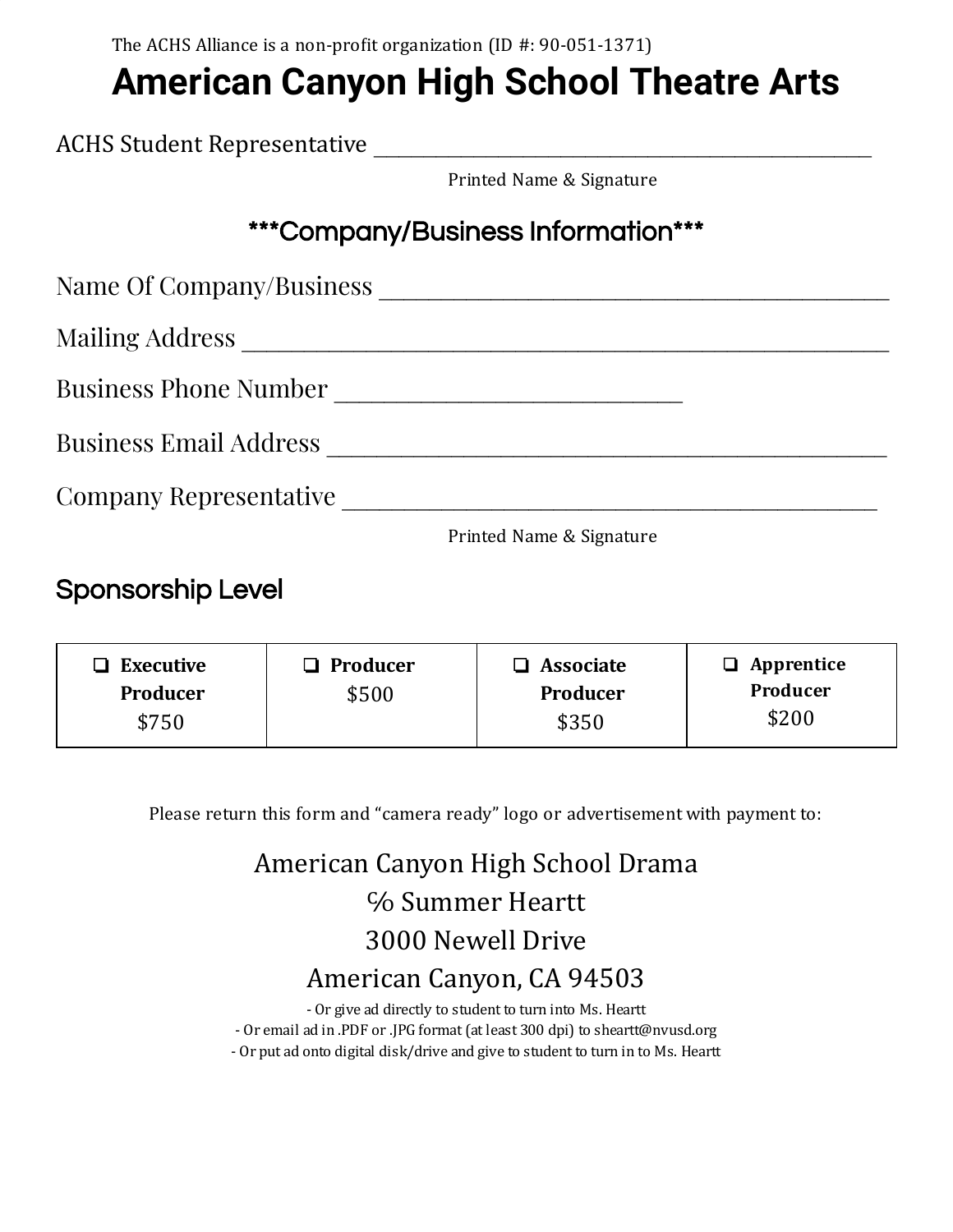The ACHS Alliance is a non-profit organization (ID #: 90-051-1371)

# American Canyon High School Theatre Arts

ACHS Student Representative ____________________________________________

Printed Name & Signature

## ***Company/Business Information***

Name Of Company/Business ____________________________________________

Mailing Address ____________________________________________

Business Phone Number ______________________________

Business Email Address ____________________________________________

Company Representative ____________________________________________

Printed Name & Signature

## Sponsorship Level

| | | | |
|---|---|---|---|
| ❑ **Executive Producer** $750 | ❑ **Producer** $500 | ❑ **Associate Producer** $350 | ❑ **Apprentice Producer** $200 |

Please return this form and "camera ready" logo or advertisement with payment to:

American Canyon High School Drama
℅ Summer Heartt
3000 Newell Drive
American Canyon, CA 94503

- Or give ad directly to student to turn into Ms. Heartt
- Or email ad in .PDF or .JPG format (at least 300 dpi) to sheartt@nvusd.org
- Or put ad onto digital disk/drive and give to student to turn in to Ms. Heartt